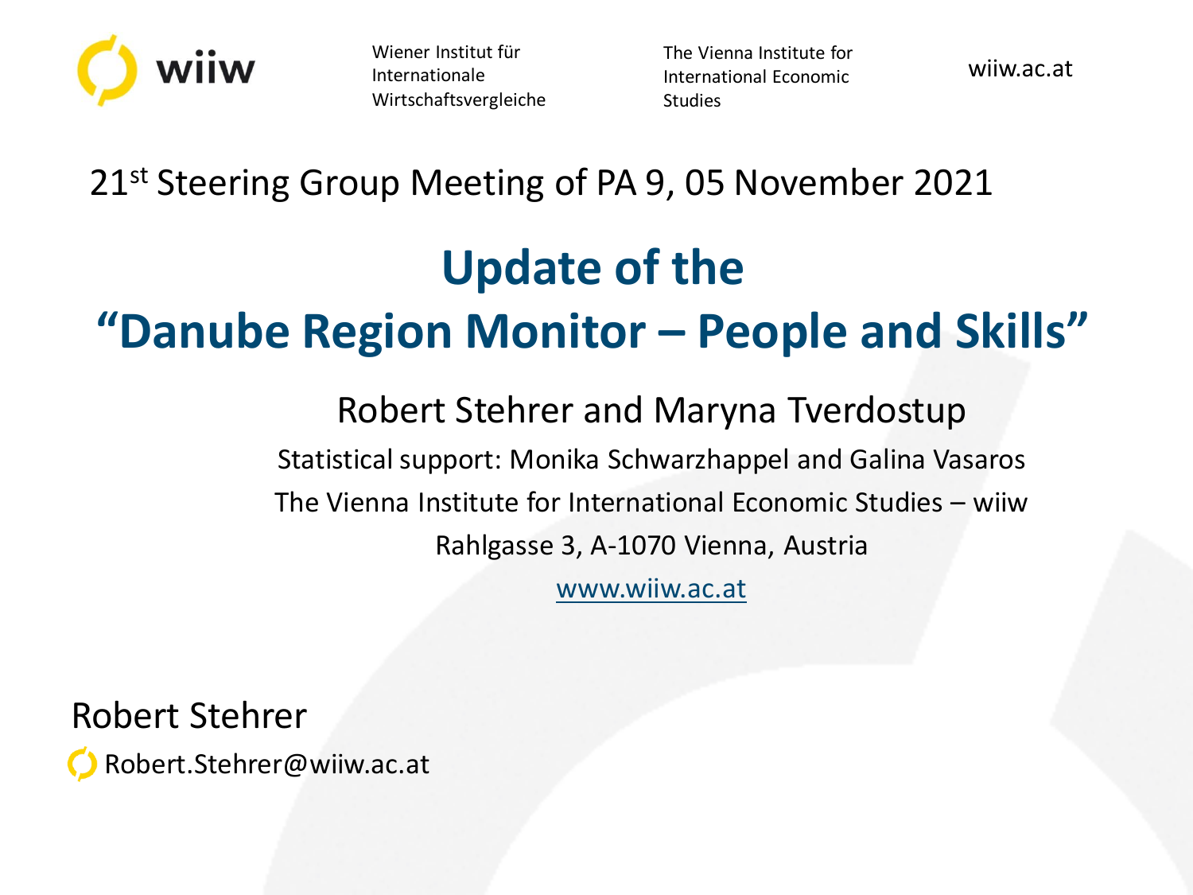wiiw

Wiener Institut für Internationale Wirtschaftsvergleiche

The Vienna Institute for International Economic Studies

wiiw.ac.at

21st Steering Group Meeting of PA 9, 05 November 2021

# Update of the "Danube Region Monitor – People and Skills"

Robert Stehrer and Maryna Tverdostup

Statistical support: Monika Schwarzhappel and Galina Vasaros

The Vienna Institute for International Economic Studies – wiiw

Rahlgasse 3, A-1070 Vienna, Austria

www.wiiw.ac.at

Robert Stehrer

Robert.Stehrer@wiiw.ac.at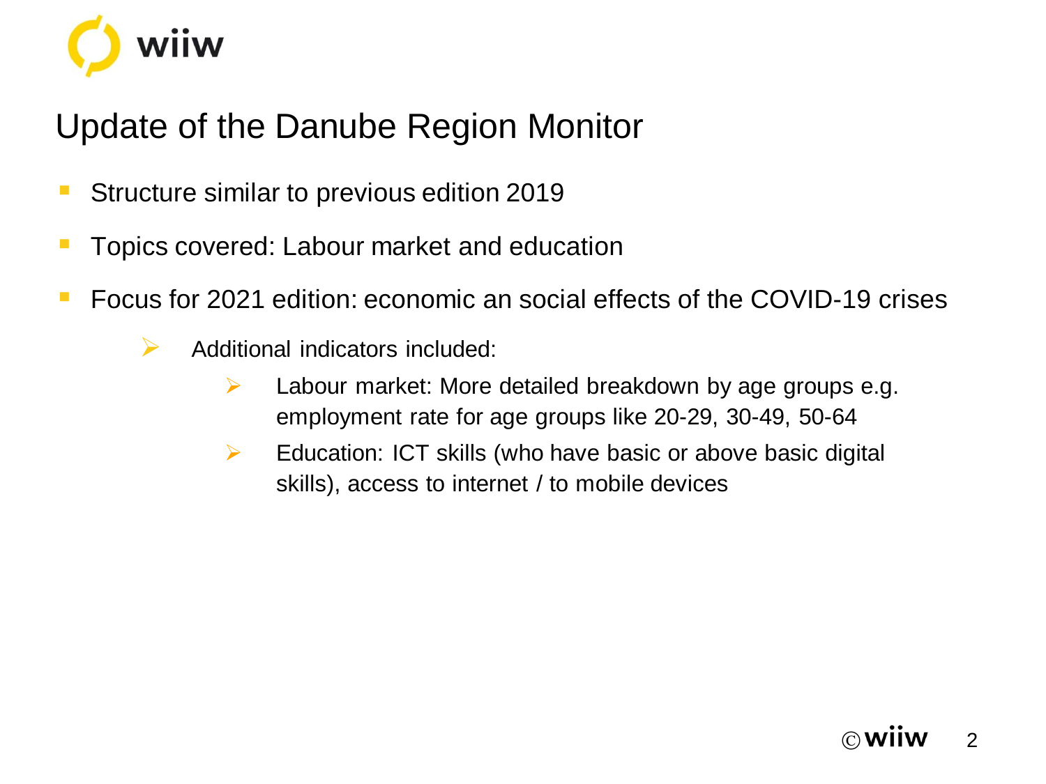# Update of the Danube Region Monitor

- Structure similar to previous edition 2019
- Topics covered: Labour market and education
- Focus for 2021 edition: economic an social effects of the COVID-19 crises
  - Additional indicators included:
    - Labour market: More detailed breakdown by age groups e.g. employment rate for age groups like 20-29, 30-49, 50-64
    - Education: ICT skills (who have basic or above basic digital skills), access to internet / to mobile devices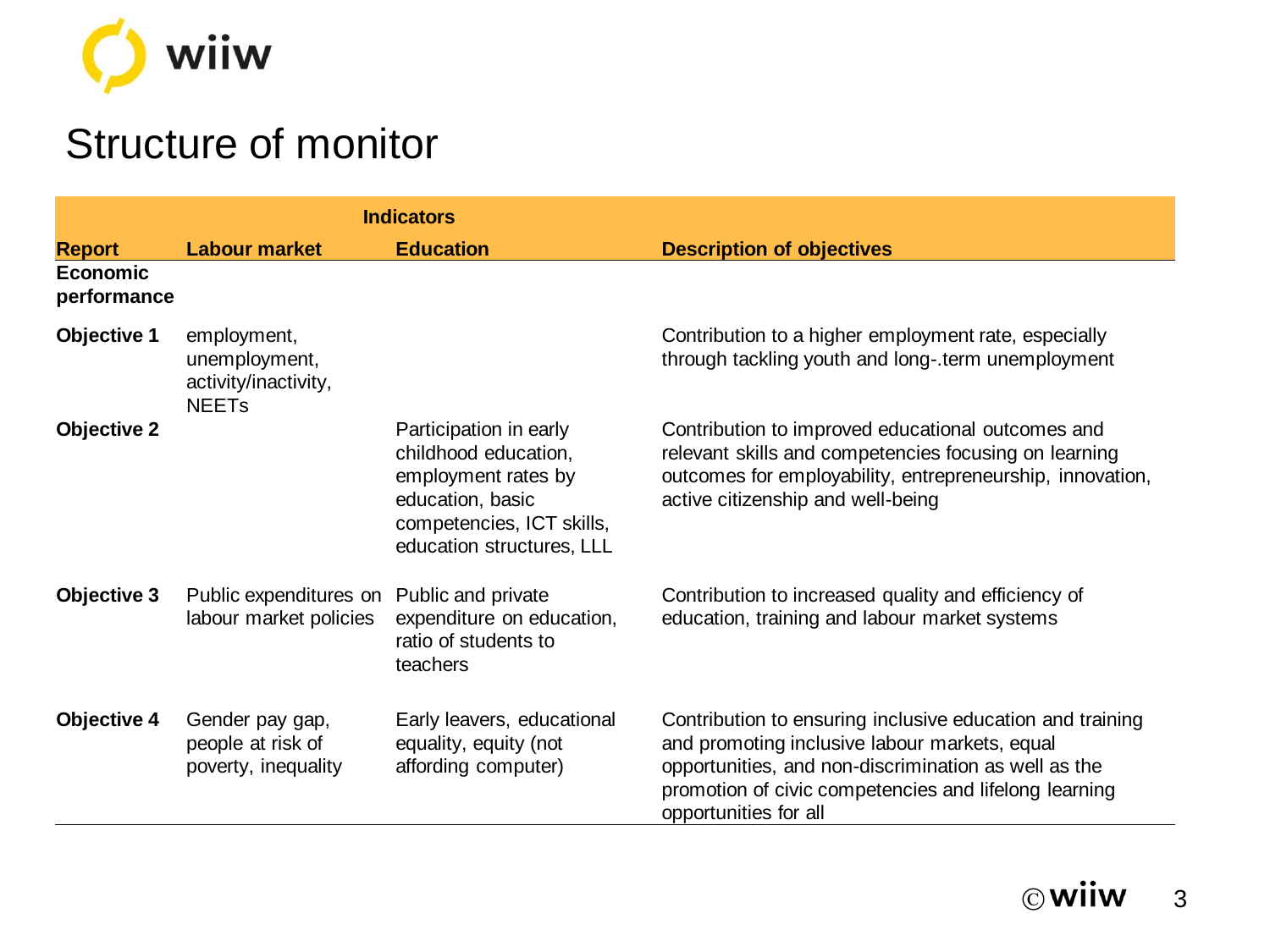# Structure of monitor

| | Indicators | | |
|---|---|---|---|
| **Report** | **Labour market** | **Education** | **Description of objectives** |
| **Economic performance** | | | |
| **Objective 1** | employment, unemployment, activity/inactivity, NEETs | | Contribution to a higher employment rate, especially through tackling youth and long-.term unemployment |
| **Objective 2** | | Participation in early childhood education, employment rates by education, basic competencies, ICT skills, education structures, LLL | Contribution to improved educational outcomes and relevant skills and competencies focusing on learning outcomes for employability, entrepreneurship, innovation, active citizenship and well-being |
| **Objective 3** | Public expenditures on labour market policies | Public and private expenditure on education, ratio of students to teachers | Contribution to increased quality and efficiency of education, training and labour market systems |
| **Objective 4** | Gender pay gap, people at risk of poverty, inequality | Early leavers, educational equality, equity (not affording computer) | Contribution to ensuring inclusive education and training and promoting inclusive labour markets, equal opportunities, and non-discrimination as well as the promotion of civic competencies and lifelong learning opportunities for all |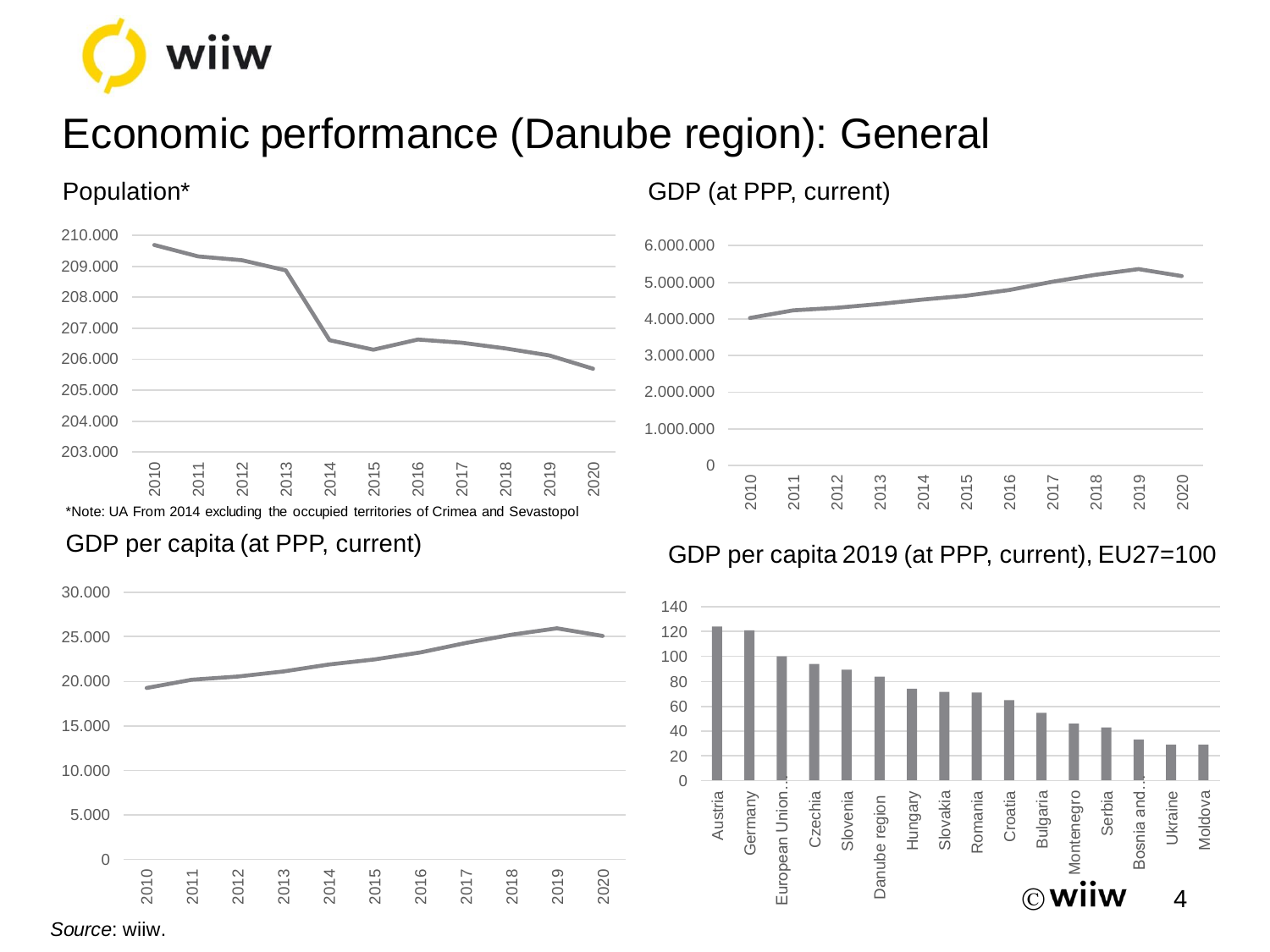# Economic performance (Danube region): General

## Population*

*Note: UA From 2014 excluding the occupied territories of Crimea and Sevastopol

## GDP (at PPP, current)

## GDP per capita (at PPP, current)

## GDP per capita 2019 (at PPP, current), EU27=100

*Source*: wiiw.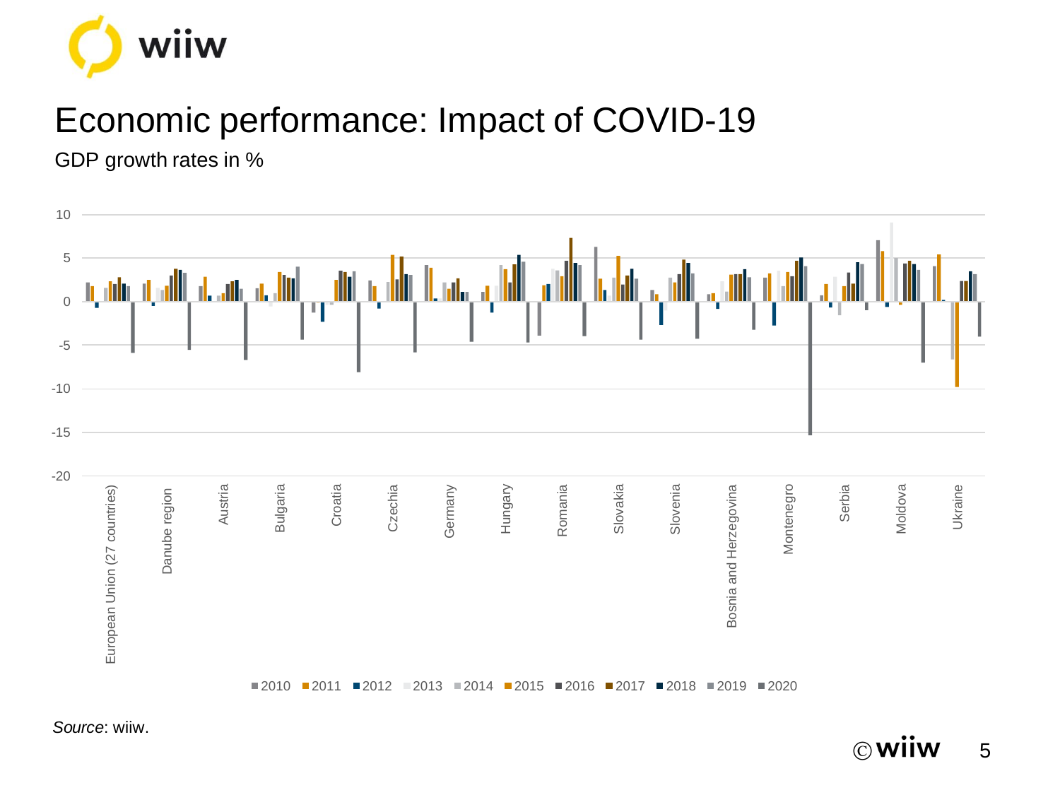# Economic performance: Impact of COVID-19

GDP growth rates in %

*Source*: wiiw.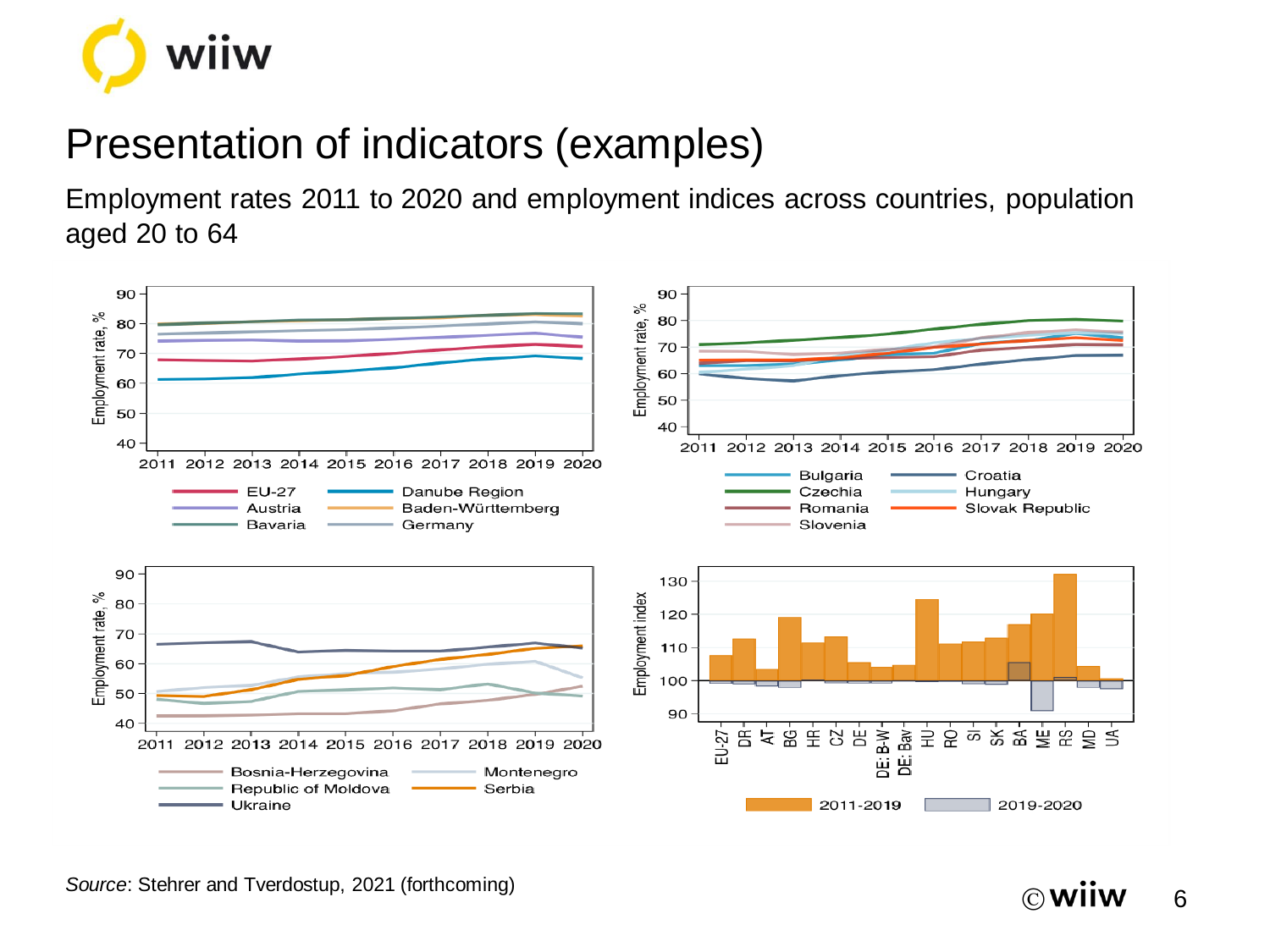# Presentation of indicators (examples)

Employment rates 2011 to 2020 and employment indices across countries, population aged 20 to 64

*Source*: Stehrer and Tverdostup, 2021 (forthcoming)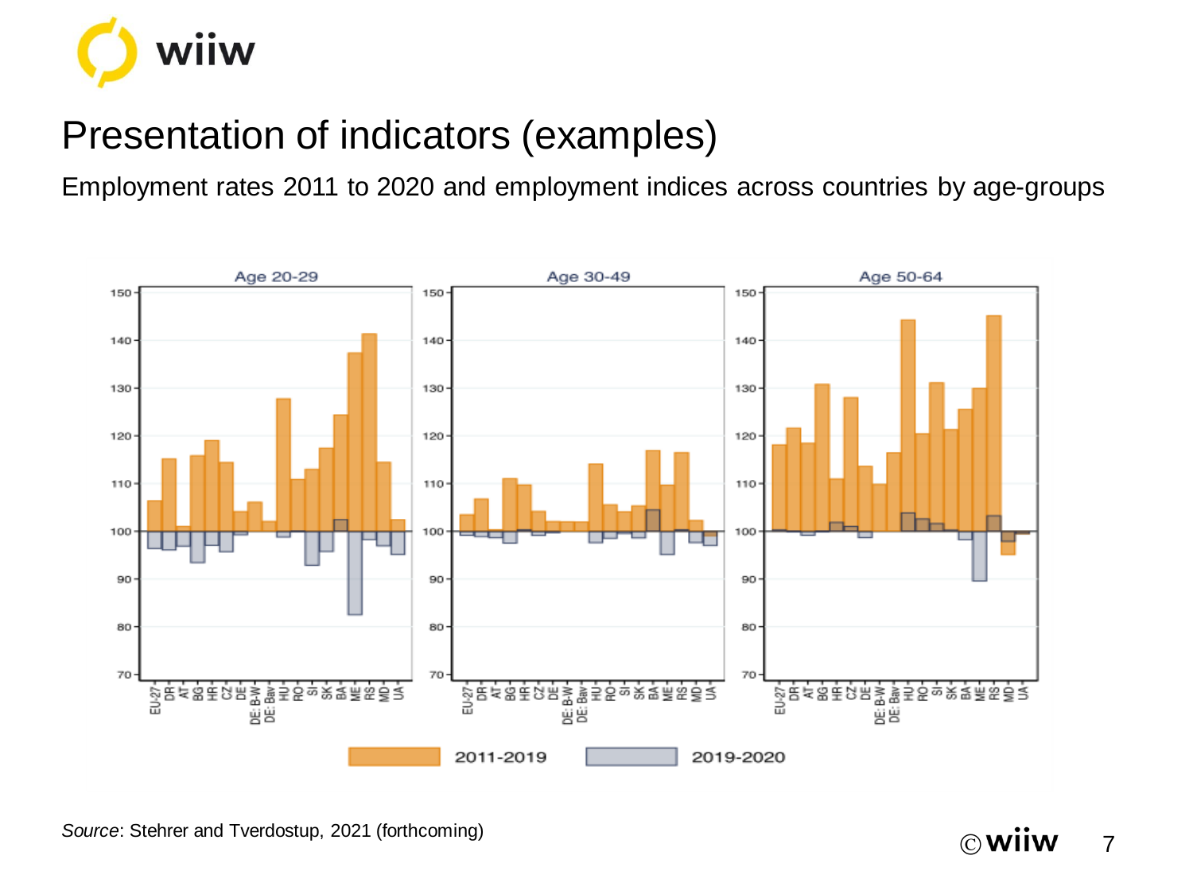# Presentation of indicators (examples)

Employment rates 2011 to 2020 and employment indices across countries by age-groups

*Source*: Stehrer and Tverdostup, 2021 (forthcoming)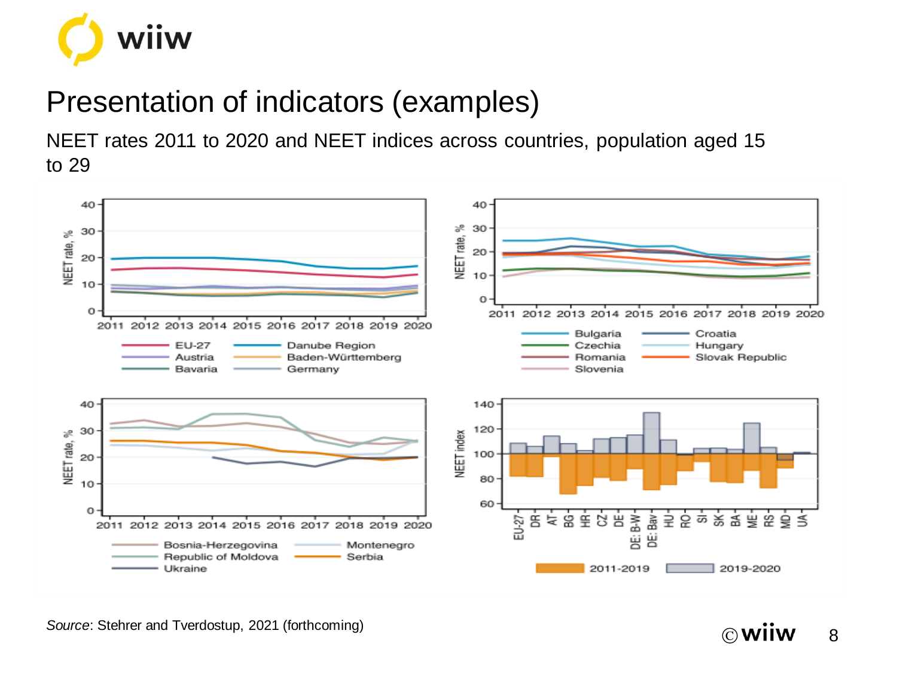# Presentation of indicators (examples)

NEET rates 2011 to 2020 and NEET indices across countries, population aged 15 to 29

*Source*: Stehrer and Tverdostup, 2021 (forthcoming)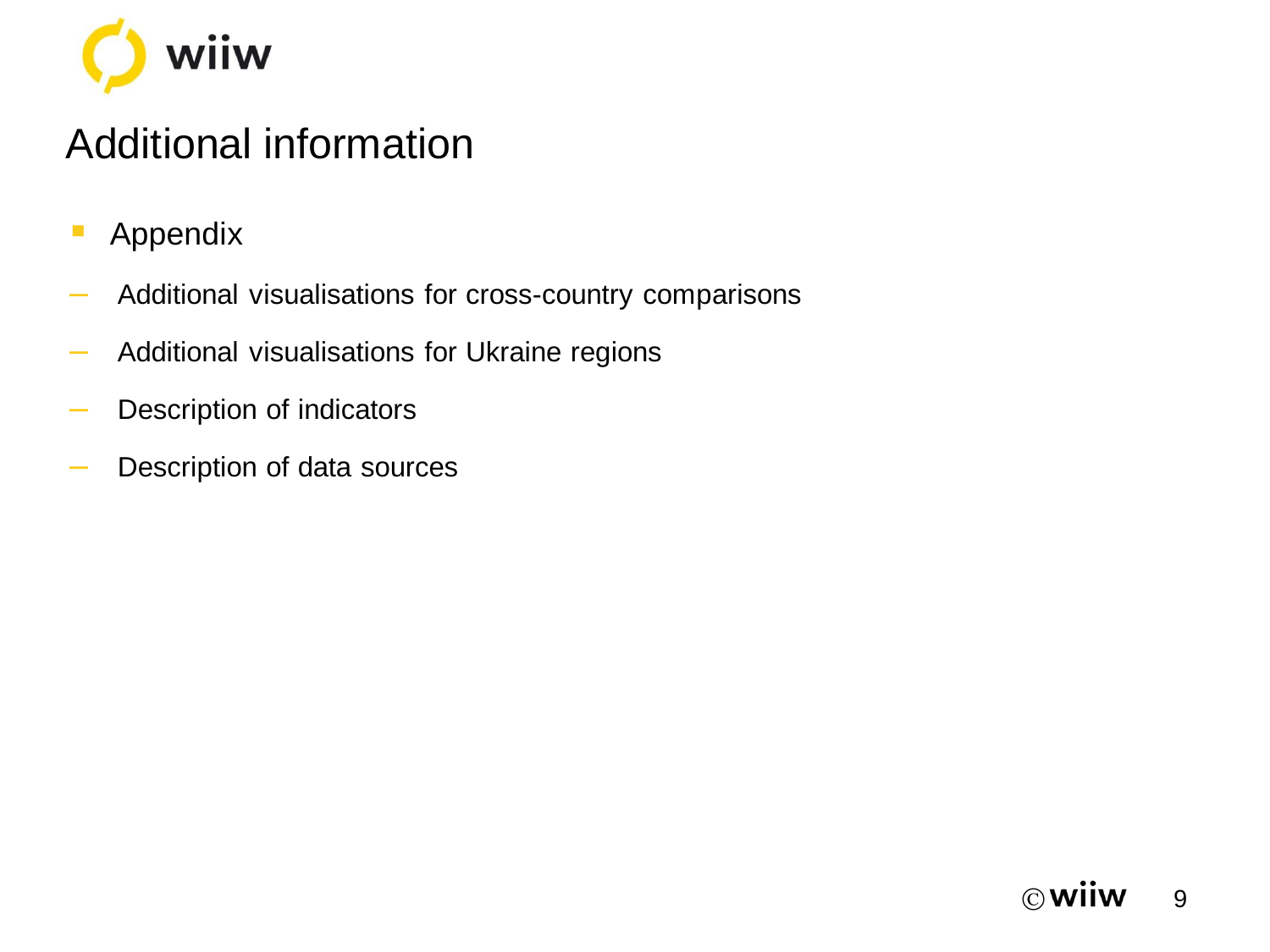# Additional information

- Appendix
  - Additional visualisations for cross-country comparisons
  - Additional visualisations for Ukraine regions
  - Description of indicators
  - Description of data sources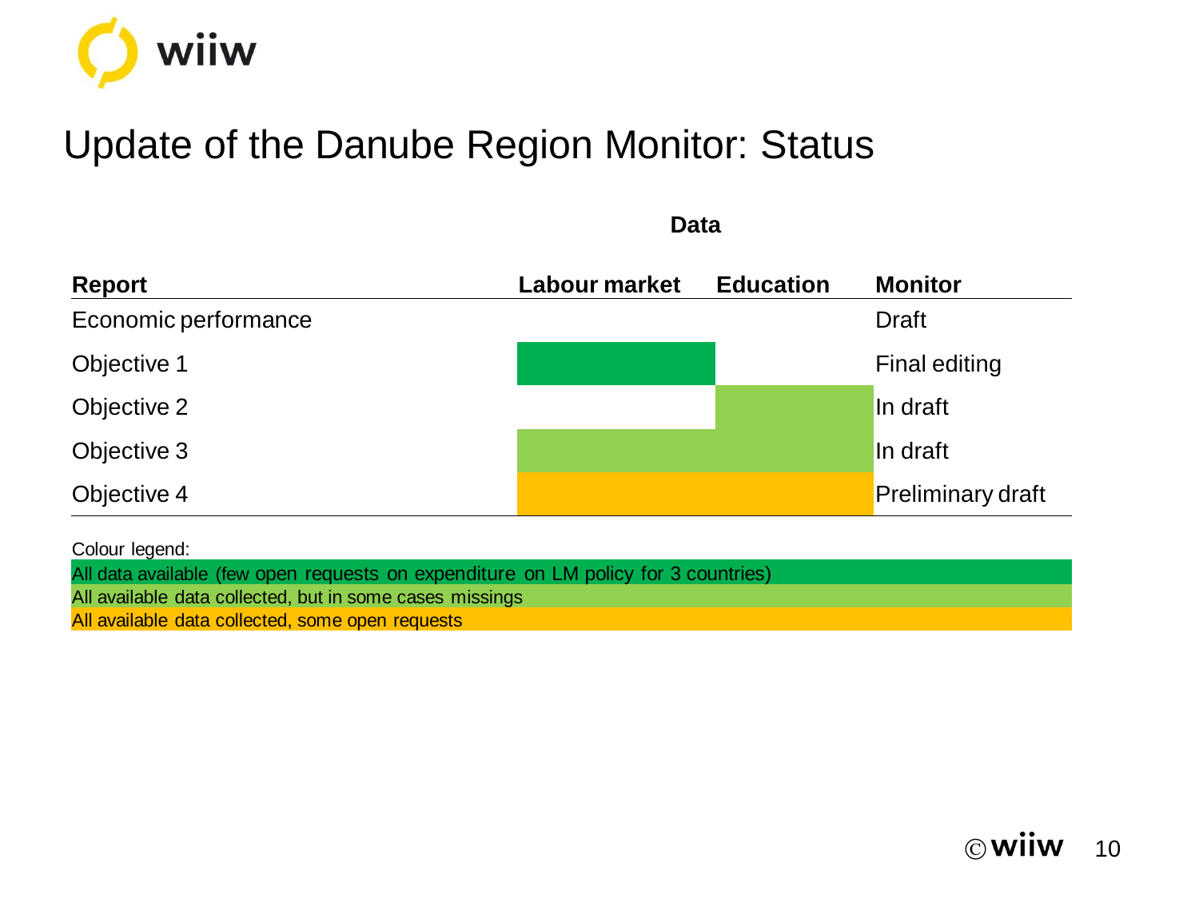# Update of the Danube Region Monitor: Status

| Report | Data | | Monitor |
|---|---|---|---|
| | Labour market | Education | |
| Economic performance | | | Draft |
| Objective 1 | All data available (dark green) | | Final editing |
| Objective 2 | | All available data collected, but in some cases missings (light green) | In draft |
| Objective 3 | All available data collected, but in some cases missings (light green) | All available data collected, but in some cases missings (light green) | In draft |
| Objective 4 | All available data collected, some open requests (orange) | All available data collected, some open requests (orange) | Preliminary draft |

Colour legend:

- All data available (few open requests on expenditure on LM policy for 3 countries)
- All available data collected, but in some cases missings
- All available data collected, some open requests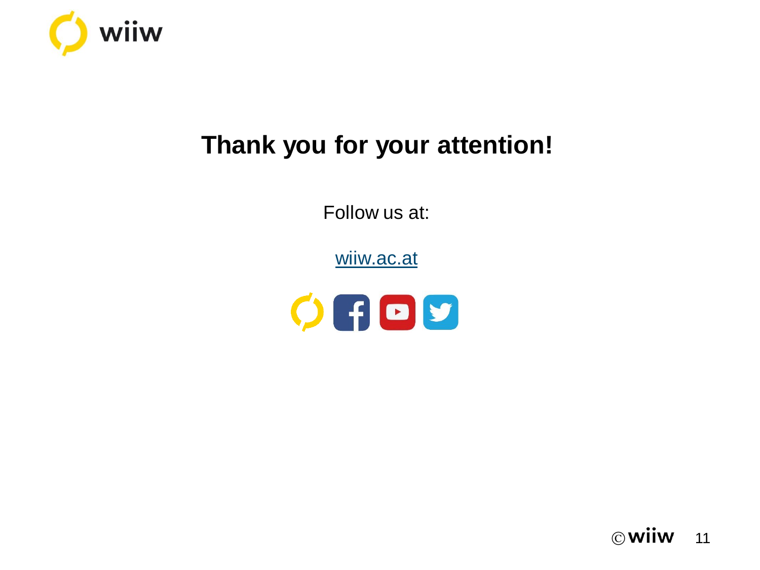# Thank you for your attention!

Follow us at:

[wiiw.ac.at](wiiw.ac.at)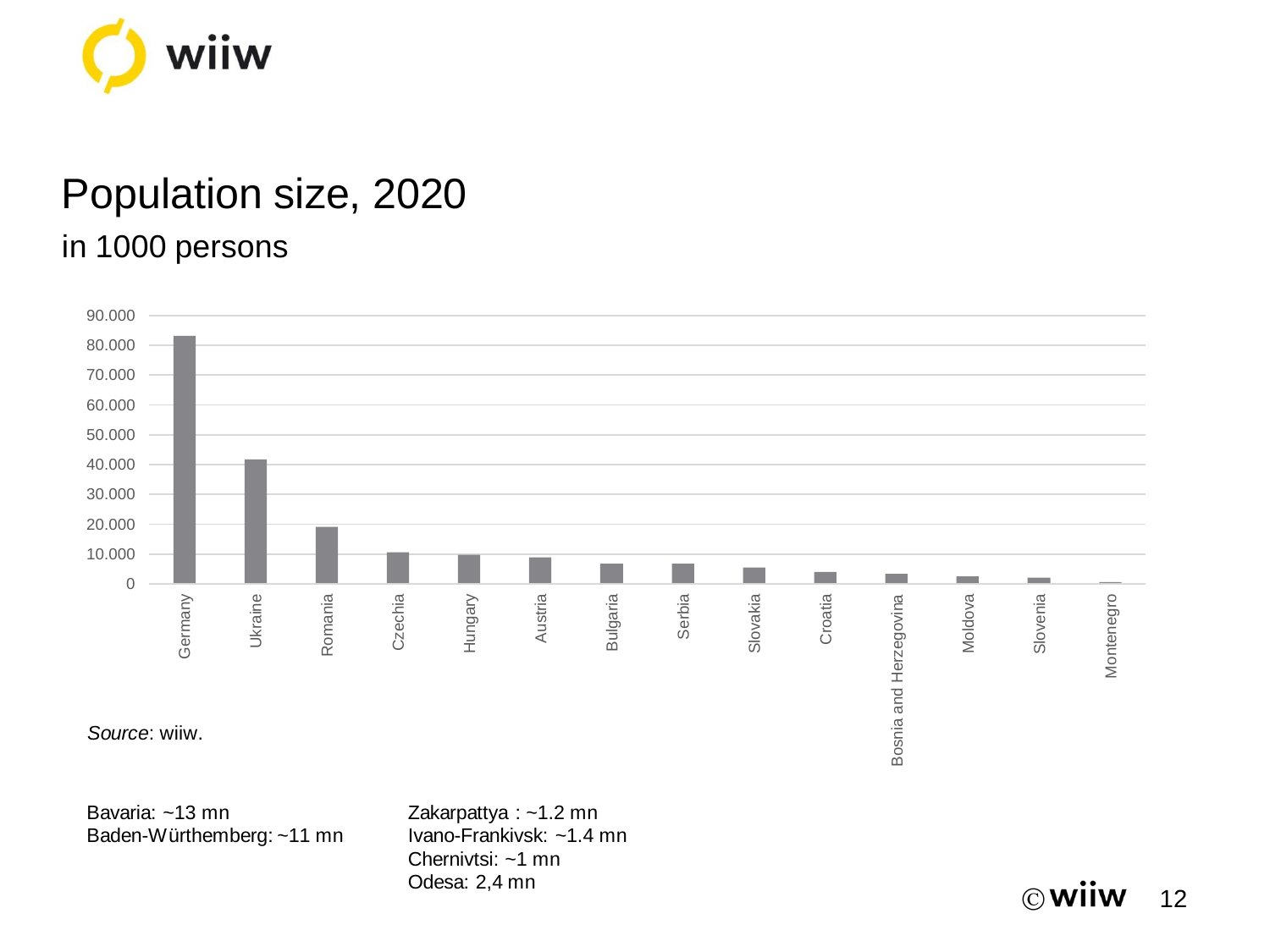# Population size, 2020

## in 1000 persons

*Source*: wiiw.

Bavaria: ~13 mn
Baden-Würthemberg: ~11 mn

Zakarpattya : ~1.2 mn
Ivano-Frankivsk: ~1.4 mn
Chernivtsi: ~1 mn
Odesa: 2,4 mn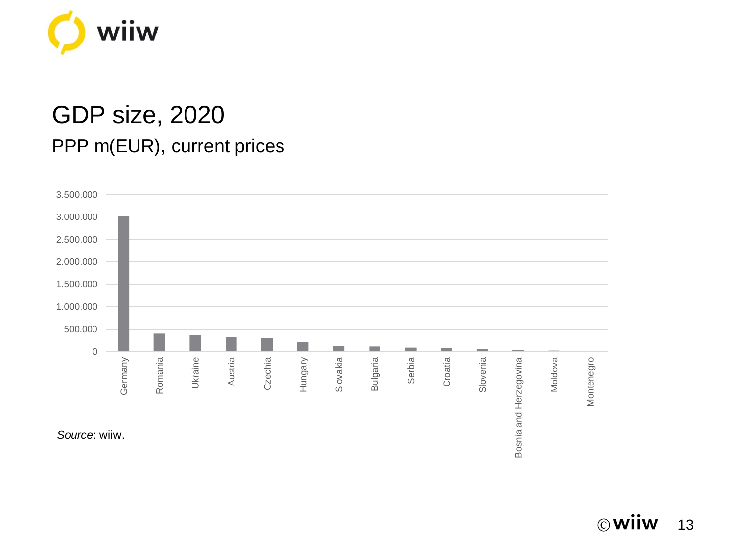# GDP size, 2020

PPP m(EUR), current prices

3.500.000
3.000.000
2.500.000
2.000.000
1.500.000
1.000.000
500.000
0

Germany
Romania
Ukraine
Austria
Czechia
Hungary
Slovakia
Bulgaria
Serbia
Croatia
Slovenia
Bosnia and Herzegovina
Moldova
Montenegro

*Source*: wiiw.